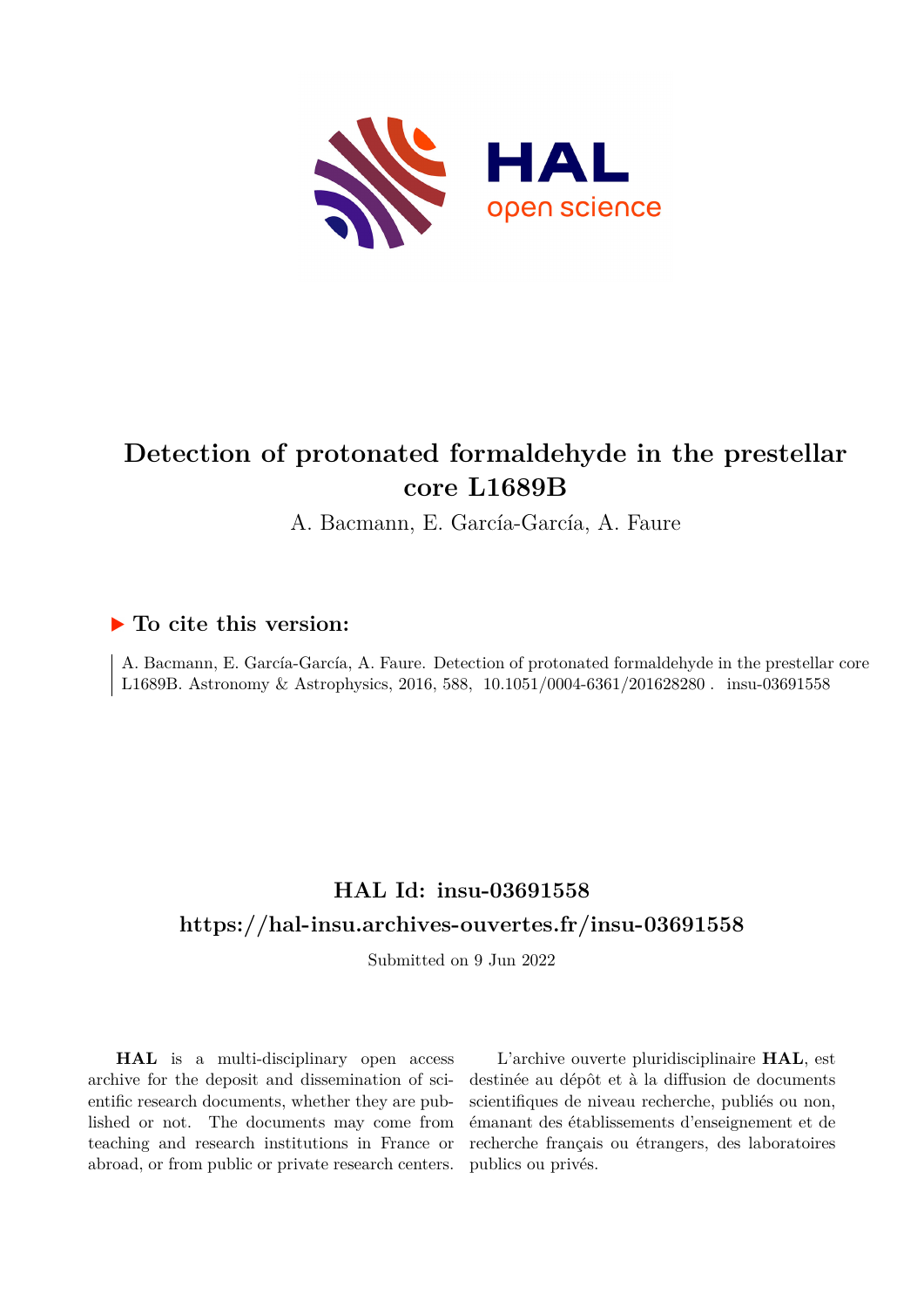# Detection of protonated formaldehyde in the prestellar core L1689B

A. Bacmann, E. García-García, A. Faure

## ▶ To cite this version:

A. Bacmann, E. García-García, A. Faure. Detection of protonated formaldehyde in the prestellar core L1689B. Astronomy & Astrophysics, 2016, 588, 10.1051/0004-6361/201628280 . insu-03691558

## HAL Id: insu-03691558

## https://hal-insu.archives-ouvertes.fr/insu-03691558

Submitted on 9 Jun 2022

**HAL** is a multi-disciplinary open access archive for the deposit and dissemination of scientific research documents, whether they are published or not. The documents may come from teaching and research institutions in France or abroad, or from public or private research centers.

L'archive ouverte pluridisciplinaire **HAL**, est destinée au dépôt et à la diffusion de documents scientifiques de niveau recherche, publiés ou non, émanant des établissements d'enseignement et de recherche français ou étrangers, des laboratoires publics ou privés.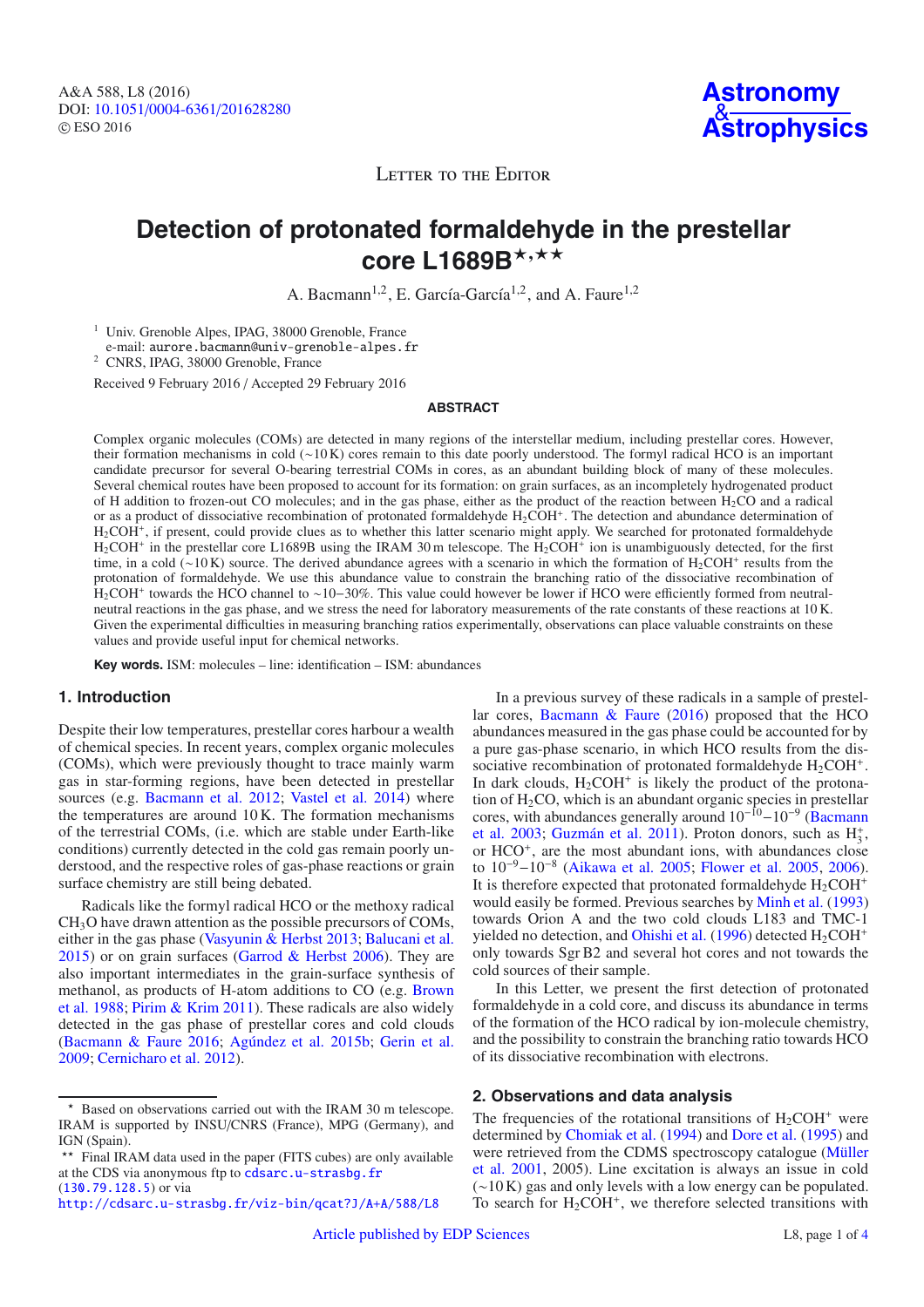# Detection of protonated formaldehyde in the prestellar core L1689B⋆,⋆⋆

A. Bacmann[1,2], E. García-García[1,2], and A. Faure[1,2]

[1] Univ. Grenoble Alpes, IPAG, 38000 Grenoble, France
e-mail: aurore.bacmann@univ-grenoble-alpes.fr

[2] CNRS, IPAG, 38000 Grenoble, France

Received 9 February 2016 / Accepted 29 February 2016

## ABSTRACT

Complex organic molecules (COMs) are detected in many regions of the interstellar medium, including prestellar cores. However, their formation mechanisms in cold (~10 K) cores remain to this date poorly understood. The formyl radical HCO is an important candidate precursor for several Earth-bearing terrestrial COMs in cores, as an abundant building block of many of these molecules. Several chemical routes have been proposed to account for its formation: on grain surfaces, as an incompletely hydrogenated product of H addition to frozen-out CO molecules; and in the gas phase, either as the product of the reaction between $H_2CO$ and a radical or as a product of dissociative recombination of protonated formaldehyde $H_2COH^+$. The detection and abundance determination of $H_2COH^+$, if present, could provide clues as to whether this latter scenario might apply. We searched for protonated formaldehyde $H_2COH^+$ in the prestellar core L1689B using the IRAM 30 m telescope. The $H_2COH^+$ ion is unambiguously detected, for the first time, in a cold (~10 K) source. The derived abundance agrees with a scenario in which the formation of $H_2COH^+$ results from the protonation of formaldehyde. We use this abundance value to constrain the branching ratio of the dissociative recombination of $H_2COH^+$ towards the HCO channel to ~10–30%. This value could however be lower if HCO were efficiently formed from neutral-neutral reactions in the gas phase, and we stress the need for laboratory measurements of the rate constants of these reactions at 10 K. Given the experimental difficulties in measuring branching ratios experimentally, observations can place valuable constraints on these values and provide useful input for chemical networks.

**Key words.** ISM: molecules – line: identification – ISM: abundances

## 1. Introduction

Despite their low temperatures, prestellar cores harbour a wealth of chemical species. In recent years, complex organic molecules (COMs), which were previously thought to trace mainly warm gas in star-forming regions, have been detected in prestellar sources (e.g. Bacmann et al. 2012; Vastel et al. 2014) where the temperatures are around 10 K. The formation mechanisms of the terrestrial COMs, (i.e. which are stable under Earth-like conditions) currently detected in the cold gas remain poorly understood, and the respective roles of gas-phase reactions or grain surface chemistry are still being debated.

Radicals like the formyl radical HCO or the methoxy radical $CH_3O$ have drawn attention as the possible precursors of COMs, either in the gas phase (Vasyunin & Herbst 2013; Balucani et al. 2015) or on grain surfaces (Garrod & Herbst 2006). They are also important intermediates in the grain-surface synthesis of methanol, as products of H-atom additions to CO (e.g. Brown et al. 1988; Pirim & Krim 2011). These radicals are also widely detected in the gas phase of prestellar cores and cold clouds (Bacmann & Faure 2016; Agúndez et al. 2015b; Gerin et al. 2009; Cernicharo et al. 2012).

In a previous survey of these radicals in a sample of prestellar cores, Bacmann & Faure (2016) proposed that the HCO abundances measured in the gas phase could be accounted for by a pure gas-phase scenario, in which HCO results from the dissociative recombination of protonated formaldehyde $H_2COH^+$. In dark clouds, $H_2COH^+$ is likely the product of the protonation of $H_2CO$, which is an abundant organic species in prestellar cores, with abundances generally around $10^{-10}$–$10^{-9}$ (Bacmann et al. 2003; Guzmán et al. 2011). Proton donors, such as $H_3^+$, or $HCO^+$, are the most abundant ions, with abundances close to $10^{-9}$–$10^{-8}$ (Aikawa et al. 2005; Flower et al. 2005, 2006). It is therefore expected that protonated formaldehyde $H_2COH^+$ would easily be formed. Previous searches by Minh et al. (1993) towards Orion A and the two cold clouds L183 and TMC-1 yielded no detection, and Ohishi et al. (1996) detected $H_2COH^+$ only towards Sgr B2 and several hot cores and not towards the cold sources of their sample.

In this Letter, we present the first detection of protonated formaldehyde in a cold core, and discuss its abundance in terms of the formation of the HCO radical by ion-molecule chemistry, and the possibility to constrain the branching ratio towards HCO of its dissociative recombination with electrons.

## 2. Observations and data analysis

The frequencies of the rotational transitions of $H_2COH^+$ were determined by Chomiak et al. (1994) and Dore et al. (1995) and were retrieved from the CDMS spectroscopy catalogue (Müller et al. 2001, 2005). Line excitation is always an issue in cold (~10 K) gas and only levels with a low energy can be populated. To search for $H_2COH^+$, we therefore selected transitions with

⋆ Based on observations carried out with the IRAM 30 m telescope. IRAM is supported by INSU/CNRS (France), MPG (Germany), and IGN (Spain).

⋆⋆ Final IRAM data used in the paper (FITS cubes) are only available at the CDS via anonymous ftp to cdsarc.u-strasbg.fr (130.79.128.5) or via http://cdsarc.u-strasbg.fr/viz-bin/qcat?J/A+A/588/L8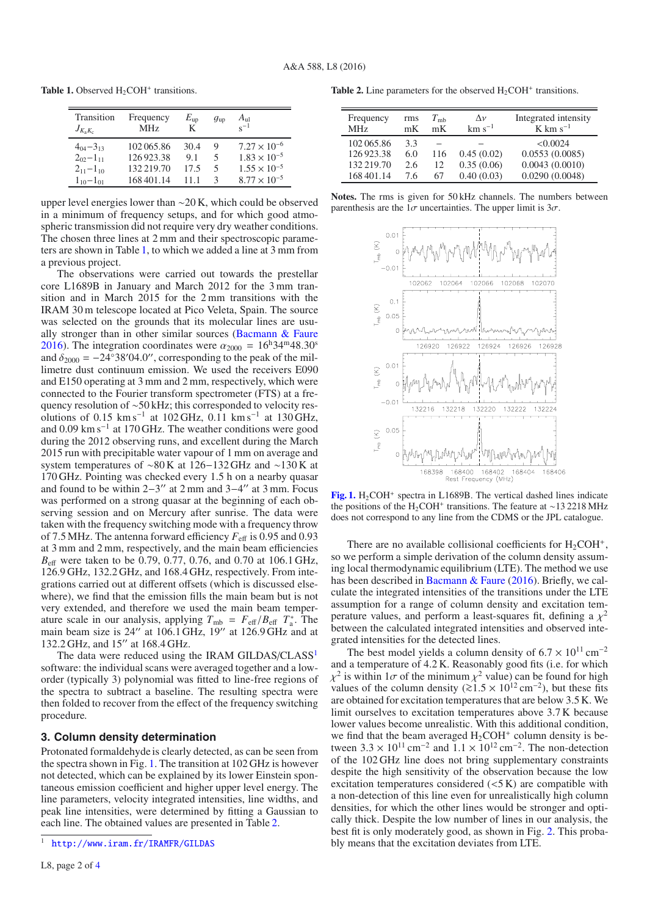**Table 1.** Observed $H_2COH^+$ transitions.

| Transition $J_{K_a K_c}$ | Frequency MHz | $E_{up}$ K | $g_{up}$ | $A_{ul}$ $s^{-1}$ |
|---|---|---|---|---|
| $4_{04}-3_{13}$ | 102 065.86 | 30.4 | 9 | $7.27 \times 10^{-6}$ |
| $2_{02}-1_{11}$ | 126 923.38 | 9.1 | 5 | $1.83 \times 10^{-5}$ |
| $2_{11}-1_{10}$ | 132 219.70 | 17.5 | 5 | $1.55 \times 10^{-5}$ |
| $1_{10}-1_{01}$ | 168 401.14 | 11.1 | 3 | $8.77 \times 10^{-5}$ |

upper level energies lower than ~20 K, which could be observed in a minimum of frequency setups, and for which good atmospheric transmission did not require very dry weather conditions. The chosen three lines at 2 mm and their spectroscopic parameters are shown in Table 1, to which we added a line at 3 mm from a previous project.

The observations were carried out towards the prestellar core L1689B in January and March 2012 for the 3 mm transition and in March 2015 for the 2 mm transitions with the IRAM 30 m telescope located at Pico Veleta, Spain. The source was selected on the grounds that its molecular lines are usually stronger than in other similar sources (Bacmann & Faure 2016). The integration coordinates were $\alpha_{2000} = 16^h34^m48.30^s$ and $\delta_{2000} = -24°38'04.0''$, corresponding to the peak of the millimetre dust continuum emission. We used the receivers E090 and E150 operating at 3 mm and 2 mm, respectively, which were connected to the Fourier transform spectrometer (FTS) at a frequency resolution of ~50 kHz; this corresponded to velocity resolutions of 0.15 km s$^{-1}$ at 102 GHz, 0.11 km s$^{-1}$ at 130 GHz, and 0.09 km s$^{-1}$ at 170 GHz. The weather conditions were good during the 2012 observing runs, and excellent during the March 2015 run with precipitable water vapour of 1 mm on average and system temperatures of ~80 K at 126–132 GHz and ~130 K at 170 GHz. Pointing was checked every 1.5 h on a nearby quasar and found to be within 2–3'' at 2 mm and 3–4'' at 3 mm. Focus was performed on a strong quasar at the beginning of each observing session and on Mercury after sunrise. The data were taken with the frequency switching mode with a frequency throw of 7.5 MHz. The antenna forward efficiency $F_{eff}$ is 0.95 and 0.93 at 3 mm and 2 mm, respectively, and the main beam efficiencies $B_{eff}$ were taken to be 0.79, 0.77, 0.76, and 0.70 at 106.1 GHz, 126.9 GHz, 132.2 GHz, and 168.4 GHz, respectively. From integrations carried out at different offsets (which is discussed elsewhere), we find that the emission fills the main beam but is not very extended, and therefore we used the main beam temperature scale in our analysis, applying $T_{mb} = F_{eff}/B_{eff}\ T_a^*$. The main beam size is 24'' at 106.1 GHz, 19'' at 126.9 GHz and at 132.2 GHz, and 15'' at 168.4 GHz.

The data were reduced using the IRAM GILDAS/CLASS[1] software: the individual scans were averaged together and a low-order (typically 3) polynomial was fitted to line-free regions of the spectra to subtract a baseline. The resulting spectra were then folded to recover from the effect of the frequency switching procedure.

## 3. Column density determination

Protonated formaldehyde is clearly detected, as can be seen from the spectra shown in Fig. 1. The transition at 102 GHz is however not detected, which can be explained by its lower Einstein spontaneous emission coefficient and higher upper level energy. The line parameters, velocity integrated intensities, line widths, and peak line intensities, were determined by fitting a Gaussian to each line. The obtained values are presented in Table 2.

[1] http://www.iram.fr/IRAMFR/GILDAS

**Table 2.** Line parameters for the observed $H_2COH^+$ transitions.

| Frequency MHz | rms mK | $T_{mb}$ mK | $\Delta v$ km s$^{-1}$ | Integrated intensity K km s$^{-1}$ |
|---|---|---|---|---|
| 102 065.86 | 3.3 | – | – | <0.0024 |
| 126 923.38 | 6.0 | 116 | 0.45 (0.02) | 0.0553 (0.0085) |
| 132 219.70 | 2.6 | 12 | 0.35 (0.06) | 0.0043 (0.0010) |
| 168 401.14 | 7.6 | 67 | 0.40 (0.03) | 0.0290 (0.0048) |

**Notes.** The rms is given for 50 kHz channels. The numbers between parenthesis are the 1$\sigma$ uncertainties. The upper limit is 3$\sigma$.

**Fig. 1.** $H_2COH^+$ spectra in L1689B. The vertical dashed lines indicate the positions of the $H_2COH^+$ transitions. The feature at ~13 2218 MHz does not correspond to any line from the CDMS or the JPL catalogue.

There are no available collisional coefficients for $H_2COH^+$, so we perform a simple derivation of the column density assuming local thermodynamic equilibrium (LTE). The method we use has been described in Bacmann & Faure (2016). Briefly, we calculate the integrated intensities of the transitions under the LTE assumption for a range of column density and excitation temperature values, and perform a least-squares fit, defining a $\chi^2$ between the calculated integrated intensities and observed integrated intensities for the detected lines.

The best model yields a column density of $6.7 \times 10^{11}$ cm$^{-2}$ and a temperature of 4.2 K. Reasonably good fits (i.e. for which $\chi^2$ is within 1$\sigma$ of the minimum $\chi^2$ value) can be found for high values of the column density ($\gtrsim 1.5 \times 10^{12}$ cm$^{-2}$), but these fits are obtained for excitation temperatures that are below 3.5 K. We limit ourselves to excitation temperatures above 3.7 K because lower values become unrealistic. With this additional condition, we find that the beam averaged $H_2COH^+$ column density is between $3.3 \times 10^{11}$ cm$^{-2}$ and $1.1 \times 10^{12}$ cm$^{-2}$. The non-detection of the 102 GHz line does not bring supplementary constraints despite the high sensitivity of the observation because the low excitation temperatures considered (<5 K) are compatible with a non-detection of this line even for unrealistically high column densities, for which the other lines would be stronger and optically thick. Despite the low number of lines in our analysis, the best fit is only moderately good, as shown in Fig. 2. This probably means that the excitation deviates from LTE.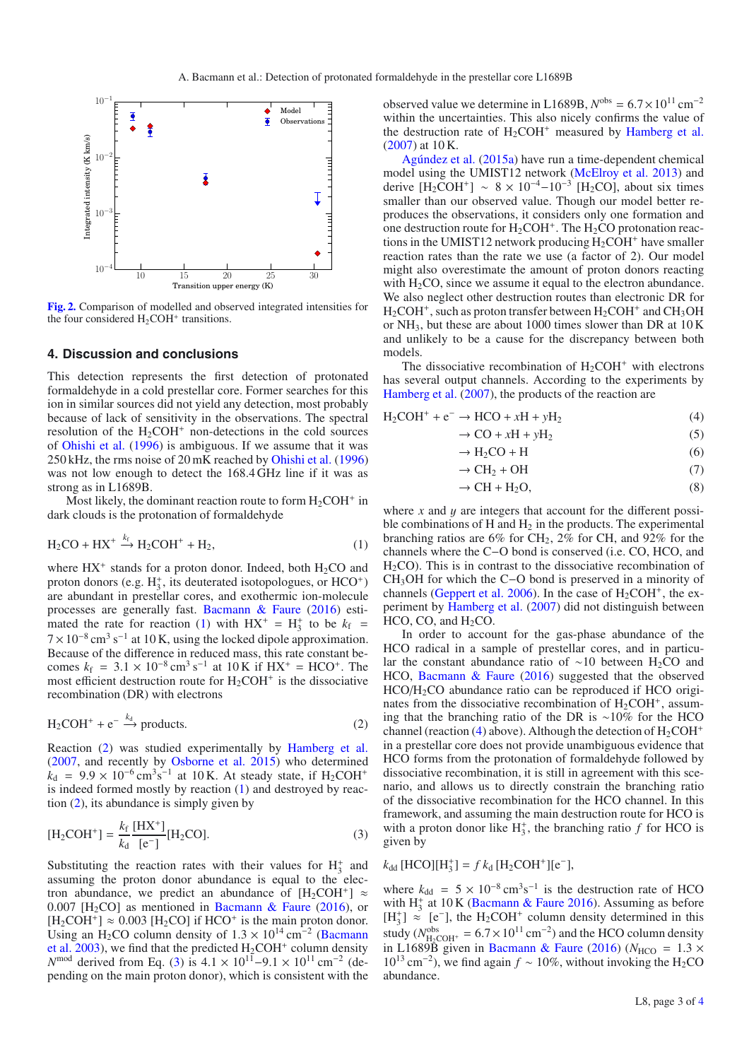Fig. 2. Comparison of modelled and observed integrated intensities for the four considered $H_2COH^+$ transitions.

## 4. Discussion and conclusions

This detection represents the first detection of protonated formaldehyde in a cold prestellar core. Former searches for this ion in similar sources did not yield any detection, most probably because of lack of sensitivity in the observations. The spectral resolution of the $H_2COH^+$ non-detections in the cold sources of Ohishi et al. (1996) is ambiguous. If we assume that it was 250 kHz, the rms noise of 20 mK reached by Ohishi et al. (1996) was not low enough to detect the 168.4 GHz line if it was as strong as in L1689B.

Most likely, the dominant reaction route to form $H_2COH^+$ in dark clouds is the protonation of formaldehyde

$$H_2CO + HX^+ \xrightarrow{k_f} H_2COH^+ + H_2, \tag{1}$$

where $HX^+$ stands for a proton donor. Indeed, both $H_2CO$ and proton donors (e.g. $H_3^+$, its deuterated isotopologues, or $HCO^+$) are abundant in prestellar cores, and exothermic ion-molecule processes are generally fast. Bacmann & Faure (2016) estimated the rate for reaction (1) with $HX^+ = H_3^+$ to be $k_f = 7 \times 10^{-8}\,cm^3\,s^{-1}$ at 10 K, using the locked dipole approximation. Because of the difference in reduced mass, this rate constant becomes $k_f = 3.1 \times 10^{-8}\,cm^3\,s^{-1}$ at 10 K if $HX^+ = HCO^+$. The most efficient destruction route for $H_2COH^+$ is the dissociative recombination (DR) with electrons

$$H_2COH^+ + e^- \xrightarrow{k_d} \text{products}. \tag{2}$$

Reaction (2) was studied experimentally by Hamberg et al. (2007, and recently by Osborne et al. 2015) who determined $k_d = 9.9 \times 10^{-6}\,cm^3 s^{-1}$ at 10 K. At steady state, if $H_2COH^+$ is indeed formed mostly by reaction (1) and destroyed by reaction (2), its abundance is simply given by

$$[H_2COH^+] = \frac{k_f}{k_d}\frac{[HX^+]}{[e^-]}[H_2CO]. \tag{3}$$

Substituting the reaction rates with their values for $H_3^+$ and assuming the proton donor abundance is equal to the electron abundance, we predict an abundance of $[H_2COH^+] \approx 0.007\,[H_2CO]$ as mentioned in Bacmann & Faure (2016), or $[H_2COH^+] \approx 0.003\,[H_2CO]$ if $HCO^+$ is the main proton donor. Using an $H_2CO$ column density of $1.3 \times 10^{14}\,cm^{-2}$ (Bacmann et al. 2003), we find that the predicted $H_2COH^+$ column density $N^{mod}$ derived from Eq. (3) is $4.1 \times 10^{11}$–$9.1 \times 10^{11}\,cm^{-2}$ (depending on the main proton donor), which is consistent with the observed value we determine in L1689B, $N^{obs} = 6.7 \times 10^{11}\,cm^{-2}$ within the uncertainties. This also nicely confirms the value of the destruction rate of $H_2COH^+$ measured by Hamberg et al. (2007) at 10 K.

Agúndez et al. (2015a) have run a time-dependent chemical model using the UMIST12 network (McElroy et al. 2013) and derive $[H_2COH^+] \sim 8 \times 10^{-4}$–$10^{-3}\,[H_2CO]$, about six times smaller than our observed value. Though our model better reproduces the observations, it considers only one formation and one destruction route for $H_2COH^+$. The $H_2CO$ protonation reactions in the UMIST12 network producing $H_2COH^+$ have smaller reaction rates than the rate we use (a factor of 2). Our model might also overestimate the amount of proton donors reacting with $H_2CO$, since we assume it equal to the electron abundance. We also neglect other destruction routes than electronic DR for $H_2COH^+$, such as proton transfer between $H_2COH^+$ and $CH_3OH$ or $NH_3$, but these are about 1000 times slower than DR at 10 K and unlikely to be a cause for the discrepancy between both models.

The dissociative recombination of $H_2COH^+$ with electrons has several output channels. According to the experiments by Hamberg et al. (2007), the products of the reaction are

$$\begin{aligned} H_2COH^+ + e^- &\rightarrow HCO + xH + yH_2 & (4)\\ &\rightarrow CO + xH + yH_2 & (5)\\ &\rightarrow H_2CO + H & (6)\\ &\rightarrow CH_2 + OH & (7)\\ &\rightarrow CH + H_2O, & (8) \end{aligned}$$

where $x$ and $y$ are integers that account for the different possible combinations of H and $H_2$ in the products. The experimental branching ratios are 6% for $CH_2$, 2% for CH, and 92% for the channels where the C−O bond is conserved (i.e. CO, HCO, and $H_2CO$). This is in contrast to the dissociative recombination of $CH_3OH$ for which the C−O bond is preserved in a minority of channels (Geppert et al. 2006). In the case of $H_2COH^+$, the experiment by Hamberg et al. (2007) did not distinguish between HCO, CO, and $H_2CO$.

In order to account for the gas-phase abundance of the HCO radical in a sample of prestellar cores, and in particular the constant abundance ratio of ∼10 between $H_2CO$ and HCO, Bacmann & Faure (2016) suggested that the observed HCO/$H_2CO$ abundance ratio can be reproduced if HCO originates from the dissociative recombination of $H_2COH^+$, assuming that the branching ratio of the DR is ∼10% for the HCO channel (reaction (4) above). Although the detection of $H_2COH^+$ in a prestellar core does not provide unambiguous evidence that HCO forms from the protonation of formaldehyde followed by dissociative recombination, it is still in agreement with this scenario, and allows us to directly constrain the branching ratio of the dissociative recombination for the HCO channel. In this framework, and assuming the main destruction route for HCO is with a proton donor like $H_3^+$, the branching ratio $f$ for HCO is given by

$$k_{dd}\,[HCO][H_3^+] = f\,k_d\,[H_2COH^+][e^-],$$

where $k_{dd} = 5 \times 10^{-8}\,cm^3 s^{-1}$ is the destruction rate of HCO with $H_3^+$ at 10 K (Bacmann & Faure 2016). Assuming as before $[H_3^+] \approx [e^-]$, the $H_2COH^+$ column density determined in this study ($N^{obs}_{H_2COH^+} = 6.7 \times 10^{11}\,cm^{-2}$) and the HCO column density in L1689B given in Bacmann & Faure (2016) ($N_{HCO} = 1.3 \times 10^{13}\,cm^{-2}$), we find again $f \sim 10\%$, without invoking the $H_2CO$ abundance.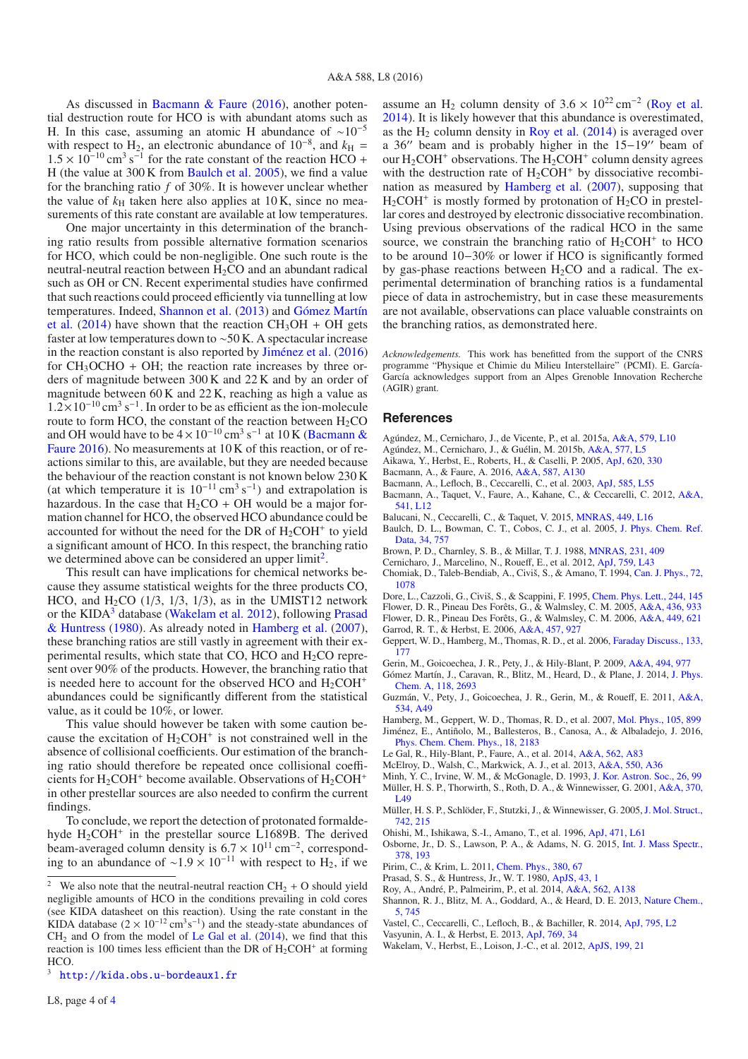As discussed in Bacmann & Faure (2016), another potential destruction route for HCO is with abundant atoms such as H. In this case, assuming an atomic H abundance of $\sim 10^{-5}$ with respect to $H_2$, an electronic abundance of $10^{-8}$, and $k_H = 1.5 \times 10^{-10}$ cm$^3$ s$^{-1}$ for the rate constant of the reaction HCO + H (the value at 300 K from Baulch et al. 2005), we find a value for the branching ratio $f$ of 30%. It is however unclear whether the value of $k_H$ taken here also applies at 10 K, since no measurements of this rate constant are available at low temperatures.

One major uncertainty in this determination of the branching ratio results from possible alternative formation scenarios for HCO, which could be non-negligible. One such route is the neutral-neutral reaction between $H_2CO$ and an abundant radical such as OH or CN. Recent experimental studies have confirmed that such reactions could proceed efficiently via tunnelling at low temperatures. Indeed, Shannon et al. (2013) and Gómez Martín et al. (2014) have shown that the reaction $CH_3OH$ + OH gets faster at low temperatures down to $\sim$50 K. A spectacular increase in the reaction constant is also reported by Jiménez et al. (2016) for $CH_3OCHO$ + OH; the reaction rate increases by three orders of magnitude between 300 K and 22 K and by an order of magnitude between 60 K and 22 K, reaching as high a value as $1.2 \times 10^{-10}$ cm$^3$ s$^{-1}$. In order to be as efficient as the ion-molecule route to form HCO, the constant of the reaction between $H_2CO$ and OH would have to be $4 \times 10^{-10}$ cm$^3$ s$^{-1}$ at 10 K (Bacmann & Faure 2016). No measurements at 10 K of this reaction, or of reactions similar to this, are available, but they are needed because the behaviour of the reaction constant is not known below 230 K (at which temperature it is $10^{-11}$ cm$^3$ s$^{-1}$) and extrapolation is hazardous. In the case that $H_2CO$ + OH would be a major formation channel for HCO, the observed HCO abundance could be accounted for without the need for the DR of $H_2COH^+$ to yield a significant amount of HCO. In this respect, the branching ratio we determined above can be considered an upper limit[2].

This result can have implications for chemical networks because they assume statistical weights for the three products CO, HCO, and $H_2CO$ (1/3, 1/3, 1/3), as in the UMIST12 network or the KIDA[3] database (Wakelam et al. 2012), following Prasad & Huntress (1980). As already noted in Hamberg et al. (2007), these branching ratios are still vastly in agreement with their experimental results, which state that CO, HCO and $H_2CO$ represent over 90% of the products. However, the branching ratio that is needed here to account for the observed HCO and $H_2COH^+$ abundances could be significantly different from the statistical value, as it could be 10%, or lower.

This value should however be taken with some caution because the excitation of $H_2COH^+$ is not constrained well in the absence of collisional coefficients. Our estimation of the branching ratio should therefore be repeated once collisional coefficients for $H_2COH^+$ become available. Observations of $H_2COH^+$ in other prestellar sources are also needed to confirm the current findings.

To conclude, we report the detection of protonated formaldehyde $H_2COH^+$ in the prestellar source L1689B. The derived beam-averaged column density is $6.7 \times 10^{11}$ cm$^{-2}$, corresponding to an abundance of $\sim 1.9 \times 10^{-11}$ with respect to $H_2$, if we assume an $H_2$ column density of $3.6 \times 10^{22}$ cm$^{-2}$ (Roy et al. 2014). It is likely however that this abundance is overestimated, as the $H_2$ column density in Roy et al. (2014) is averaged over a 36″ beam and is probably higher in the 15–19″ beam of our $H_2COH^+$ observations. The $H_2COH^+$ column density agrees with the destruction rate of $H_2COH^+$ by dissociative recombination as measured by Hamberg et al. (2007), supposing that $H_2COH^+$ is mostly formed by protonation of $H_2CO$ in prestellar cores and destroyed by electronic dissociative recombination. Using previous observations of the radical HCO in the same source, we constrain the branching ratio of $H_2COH^+$ to HCO to be around 10–30% or lower if HCO is significantly formed by gas-phase reactions between $H_2CO$ and a radical. The experimental determination of branching ratios is a fundamental piece of data in astrochemistry, but in case these measurements are not available, observations can place valuable constraints on the branching ratios, as demonstrated here.

*Acknowledgements.* This work has benefitted from the support of the CNRS programme "Physique et Chimie du Milieu Interstellaire" (PCMI). E. García-García acknowledges support from an Alpes Grenoble Innovation Recherche (AGIR) grant.

[2] We also note that the neutral-neutral reaction $CH_2$ + O should yield negligible amounts of HCO in the conditions prevailing in cold cores (see KIDA datasheet on this reaction). Using the rate constant in the KIDA database ($2 \times 10^{-12}$ cm$^3$s$^{-1}$) and the steady-state abundances of $CH_2$ and O from the model of Le Gal et al. (2014), we find that this reaction is 100 times less efficient than the DR of $H_2COH^+$ at forming HCO.

[3] http://kida.obs.u-bordeaux1.fr

## References

Agúndez, M., Cernicharo, J., de Vicente, P., et al. 2015a, A&A, 579, L10
Agúndez, M., Cernicharo, J., & Guélin, M. 2015b, A&A, 577, L5
Aikawa, Y., Herbst, E., Roberts, H., & Caselli, P. 2005, ApJ, 620, 330
Bacmann, A., & Faure, A. 2016, A&A, 587, A130
Bacmann, A., Lefloch, B., Ceccarelli, C., et al. 2003, ApJ, 585, L55
Bacmann, A., Taquet, V., Faure, A., Kahane, C., & Ceccarelli, C. 2012, A&A, 541, L12
Balucani, N., Ceccarelli, C., & Taquet, V. 2015, MNRAS, 449, L16
Baulch, D. L., Bowman, C. T., Cobos, C. J., et al. 2005, J. Phys. Chem. Ref. Data, 34, 757
Brown, P. D., Charnley, S. B., & Millar, T. J. 1988, MNRAS, 231, 409
Cernicharo, J., Marcelino, N., Roueff, E., et al. 2012, ApJ, 759, L43
Chomiak, D., Taleb-Bendiab, A., Civiš, S., & Amano, T. 1994, Can. J. Phys., 72, 1078
Dore, L., Cazzoli, G., Civiš, S., & Scappini, F. 1995, Chem. Phys. Lett., 244, 145
Flower, D. R., Pineau Des Forêts, G., & Walmsley, C. M. 2005, A&A, 436, 933
Flower, D. R., Pineau Des Forêts, G., & Walmsley, C. M. 2006, A&A, 449, 621
Garrod, R. T., & Herbst, E. 2006, A&A, 457, 927
Geppert, W. D., Hamberg, M., Thomas, R. D., et al. 2006, Faraday Discuss., 133, 177
Gerin, M., Goicoechea, J. R., Pety, J., & Hily-Blant, P. 2009, A&A, 494, 977
Gómez Martín, J., Caravan, R., Blitz, M., Heard, D., & Plane, J. 2014, J. Phys. Chem. A, 118, 2693
Guzmán, V., Pety, J., Goicoechea, J. R., Gerin, M., & Roueff, E. 2011, A&A, 534, A49
Hamberg, M., Geppert, W. D., Thomas, R. D., et al. 2007, Mol. Phys., 105, 899
Jiménez, E., Antiñolo, M., Ballesteros, B., Canosa, A., & Albaladejo, J. 2016, Phys. Chem. Chem. Phys., 18, 2183
Le Gal, R., Hily-Blant, P., Faure, A., et al. 2014, A&A, 562, A83
McElroy, D., Walsh, C., Markwick, A. J., et al. 2013, A&A, 550, A36
Minh, Y. C., Irvine, W. M., & McGonagle, D. 1993, J. Kor. Astron. Soc., 26, 99
Müller, H. S. P., Thorwirth, S., Roth, D. A., & Winnewisser, G. 2001, A&A, 370, L49
Müller, H. S. P., Schlöder, F., Stutzki, J., & Winnewisser, G. 2005, J. Mol. Struct., 742, 215
Ohishi, M., Ishikawa, S.-I., Amano, T., et al. 1996, ApJ, 471, L61
Osborne, Jr., D. S., Lawson, P. A., & Adams, N. G. 2015, Int. J. Mass Spectr., 378, 193
Pirim, C., & Krim, L. 2011, Chem. Phys., 380, 67
Prasad, S. S., & Huntress, Jr., W. T. 1980, ApJS, 43, 1
Roy, A., André, P., Palmeirim, P., et al. 2014, A&A, 562, A138
Shannon, R. J., Blitz, M. A., Goddard, A., & Heard, D. E. 2013, Nature Chem., 5, 745
Vastel, C., Ceccarelli, C., Lefloch, B., & Bachiller, R. 2014, ApJ, 795, L2
Vasyunin, A. I., & Herbst, E. 2013, ApJ, 769, 34
Wakelam, V., Herbst, E., Loison, J.-C., et al. 2012, ApJS, 199, 21